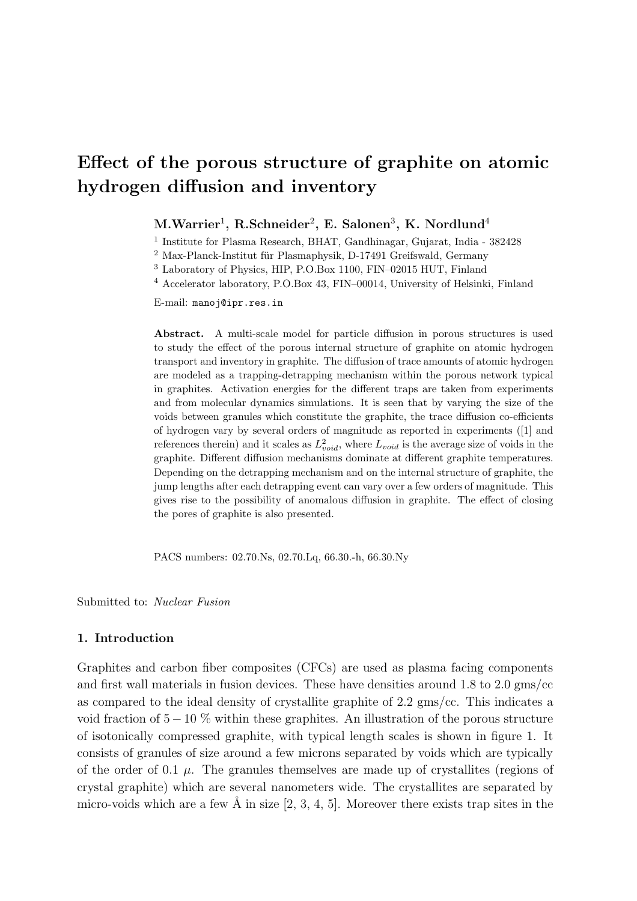# Effect of the porous structure of graphite on atomic hydrogen diffusion and inventory

**M.Warrier[1], R.Schneider[2], E. Salonen[3], K. Nordlund[4]**

[1] Institute for Plasma Research, BHAT, Gandhinagar, Gujarat, India - 382428

[2] Max-Planck-Institut für Plasmaphysik, D-17491 Greifswald, Germany

[3] Laboratory of Physics, HIP, P.O.Box 1100, FIN–02015 HUT, Finland

[4] Accelerator laboratory, P.O.Box 43, FIN–00014, University of Helsinki, Finland

E-mail: manoj@ipr.res.in

**Abstract.** A multi-scale model for particle diffusion in porous structures is used to study the effect of the porous internal structure of graphite on atomic hydrogen transport and inventory in graphite. The diffusion of trace amounts of atomic hydrogen are modeled as a trapping-detrapping mechanism within the porous network typical in graphites. Activation energies for the different traps are taken from experiments and from molecular dynamics simulations. It is seen that by varying the size of the voids between granules which constitute the graphite, the trace diffusion co-efficients of hydrogen vary by several orders of magnitude as reported in experiments ([1] and references therein) and it scales as $L_{void}^2$, where $L_{void}$ is the average size of voids in the graphite. Different diffusion mechanisms dominate at different graphite temperatures. Depending on the detrapping mechanism and on the internal structure of graphite, the jump lengths after each detrapping event can vary over a few orders of magnitude. This gives rise to the possibility of anomalous diffusion in graphite. The effect of closing the pores of graphite is also presented.

PACS numbers: 02.70.Ns, 02.70.Lq, 66.30.-h, 66.30.Ny

Submitted to: *Nuclear Fusion*

## 1. Introduction

Graphites and carbon fiber composites (CFCs) are used as plasma facing components and first wall materials in fusion devices. These have densities around 1.8 to 2.0 gms/cc as compared to the ideal density of crystallite graphite of 2.2 gms/cc. This indicates a void fraction of $5 - 10$ % within these graphites. An illustration of the porous structure of isotonically compressed graphite, with typical length scales is shown in figure 1. It consists of granules of size around a few microns separated by voids which are typically of the order of 0.1 $\mu$. The granules themselves are made up of crystallites (regions of crystal graphite) which are several nanometers wide. The crystallites are separated by micro-voids which are a few Å in size [2, 3, 4, 5]. Moreover there exists trap sites in the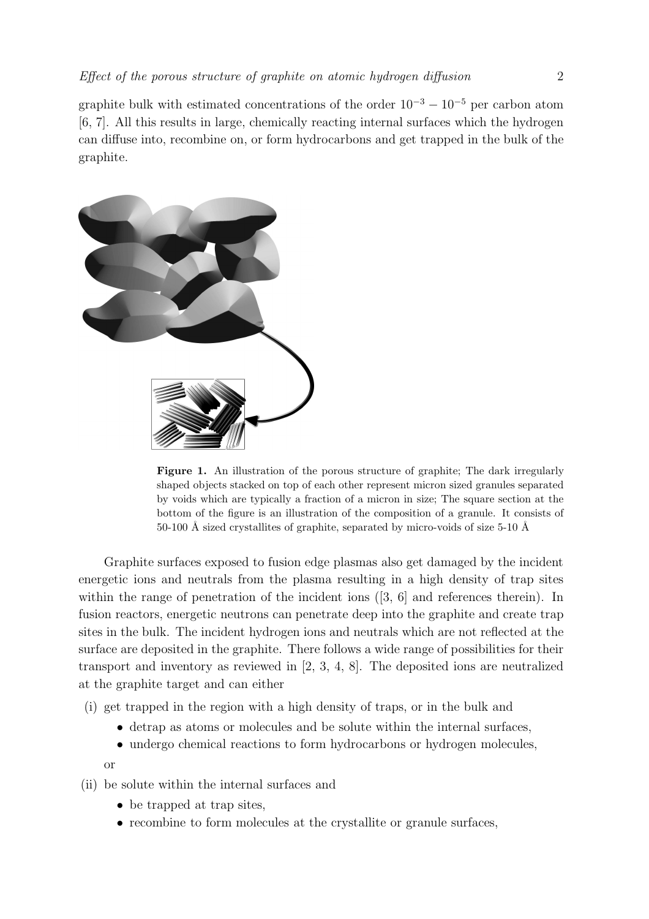graphite bulk with estimated concentrations of the order $10^{-3} - 10^{-5}$ per carbon atom [6, 7]. All this results in large, chemically reacting internal surfaces which the hydrogen can diffuse into, recombine on, or form hydrocarbons and get trapped in the bulk of the graphite.

**Figure 1.** An illustration of the porous structure of graphite; The dark irregularly shaped objects stacked on top of each other represent micron sized granules separated by voids which are typically a fraction of a micron in size; The square section at the bottom of the figure is an illustration of the composition of a granule. It consists of 50-100 Å sized crystallites of graphite, separated by micro-voids of size 5-10 Å

Graphite surfaces exposed to fusion edge plasmas also get damaged by the incident energetic ions and neutrals from the plasma resulting in a high density of trap sites within the range of penetration of the incident ions ([3, 6] and references therein). In fusion reactors, energetic neutrons can penetrate deep into the graphite and create trap sites in the bulk. The incident hydrogen ions and neutrals which are not reflected at the surface are deposited in the graphite. There follows a wide range of possibilities for their transport and inventory as reviewed in [2, 3, 4, 8]. The deposited ions are neutralized at the graphite target and can either

(i) get trapped in the region with a high density of traps, or in the bulk and
   - detrap as atoms or molecules and be solute within the internal surfaces,
   - undergo chemical reactions to form hydrocarbons or hydrogen molecules,

   or

(ii) be solute within the internal surfaces and
   - be trapped at trap sites,
   - recombine to form molecules at the crystallite or granule surfaces,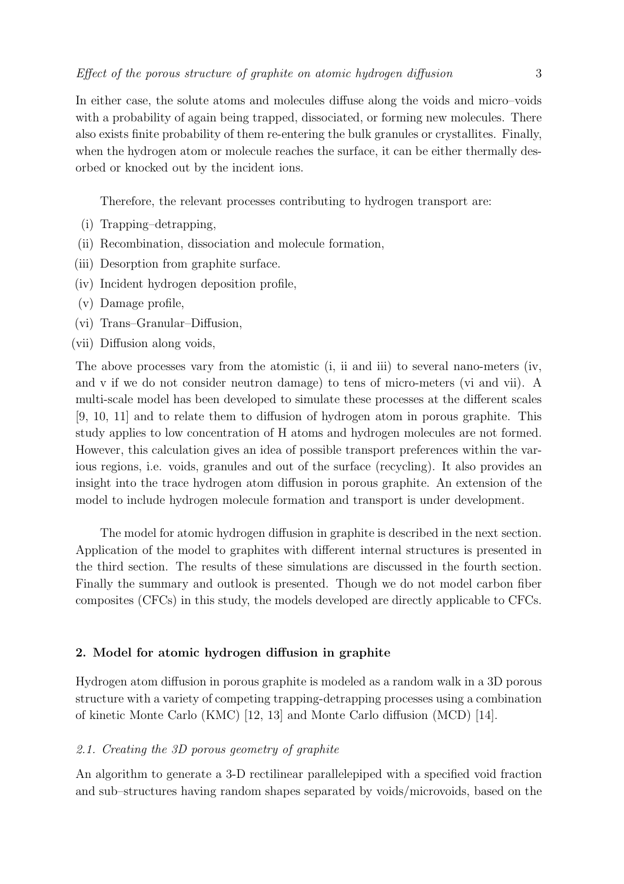In either case, the solute atoms and molecules diffuse along the voids and micro–voids with a probability of again being trapped, dissociated, or forming new molecules. There also exists finite probability of them re-entering the bulk granules or crystallites. Finally, when the hydrogen atom or molecule reaches the surface, it can be either thermally desorbed or knocked out by the incident ions.

Therefore, the relevant processes contributing to hydrogen transport are:

(i) Trapping–detrapping,

(ii) Recombination, dissociation and molecule formation,

(iii) Desorption from graphite surface.

(iv) Incident hydrogen deposition profile,

(v) Damage profile,

(vi) Trans–Granular–Diffusion,

(vii) Diffusion along voids,

The above processes vary from the atomistic (i, ii and iii) to several nano-meters (iv, and v if we do not consider neutron damage) to tens of micro-meters (vi and vii). A multi-scale model has been developed to simulate these processes at the different scales [9, 10, 11] and to relate them to diffusion of hydrogen atom in porous graphite. This study applies to low concentration of H atoms and hydrogen molecules are not formed. However, this calculation gives an idea of possible transport preferences within the various regions, i.e. voids, granules and out of the surface (recycling). It also provides an insight into the trace hydrogen atom diffusion in porous graphite. An extension of the model to include hydrogen molecule formation and transport is under development.

The model for atomic hydrogen diffusion in graphite is described in the next section. Application of the model to graphites with different internal structures is presented in the third section. The results of these simulations are discussed in the fourth section. Finally the summary and outlook is presented. Though we do not model carbon fiber composites (CFCs) in this study, the models developed are directly applicable to CFCs.

## 2. Model for atomic hydrogen diffusion in graphite

Hydrogen atom diffusion in porous graphite is modeled as a random walk in a 3D porous structure with a variety of competing trapping-detrapping processes using a combination of kinetic Monte Carlo (KMC) [12, 13] and Monte Carlo diffusion (MCD) [14].

### *2.1. Creating the 3D porous geometry of graphite*

An algorithm to generate a 3-D rectilinear parallelepiped with a specified void fraction and sub–structures having random shapes separated by voids/microvoids, based on the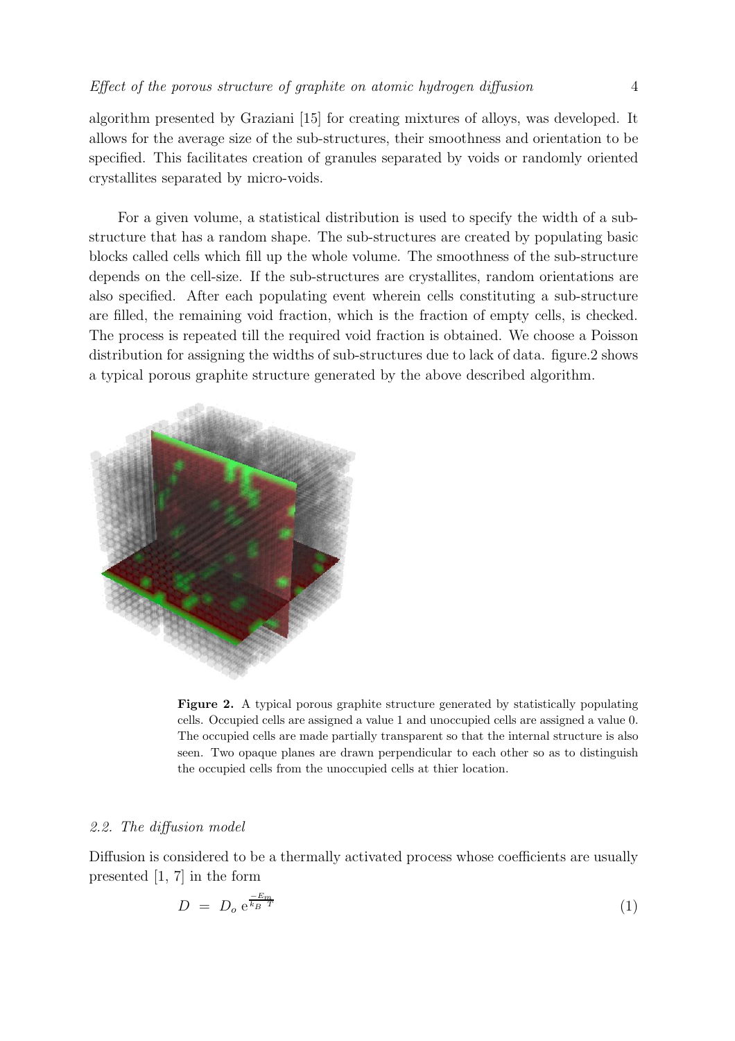algorithm presented by Graziani [15] for creating mixtures of alloys, was developed. It allows for the average size of the sub-structures, their smoothness and orientation to be specified. This facilitates creation of granules separated by voids or randomly oriented crystallites separated by micro-voids.

For a given volume, a statistical distribution is used to specify the width of a sub-structure that has a random shape. The sub-structures are created by populating basic blocks called cells which fill up the whole volume. The smoothness of the sub-structure depends on the cell-size. If the sub-structures are crystallites, random orientations are also specified. After each populating event wherein cells constituting a sub-structure are filled, the remaining void fraction, which is the fraction of empty cells, is checked. The process is repeated till the required void fraction is obtained. We choose a Poisson distribution for assigning the widths of sub-structures due to lack of data. figure.2 shows a typical porous graphite structure generated by the above described algorithm.

**Figure 2.** A typical porous graphite structure generated by statistically populating cells. Occupied cells are assigned a value 1 and unoccupied cells are assigned a value 0. The occupied cells are made partially transparent so that the internal structure is also seen. Two opaque planes are drawn perpendicular to each other so as to distinguish the occupied cells from the unoccupied cells at thier location.

### *2.2. The diffusion model*

Diffusion is considered to be a thermally activated process whose coefficients are usually presented [1, 7] in the form

$$D \;=\; D_o \, e^{\frac{-E_m}{k_B \; T}} \tag{1}$$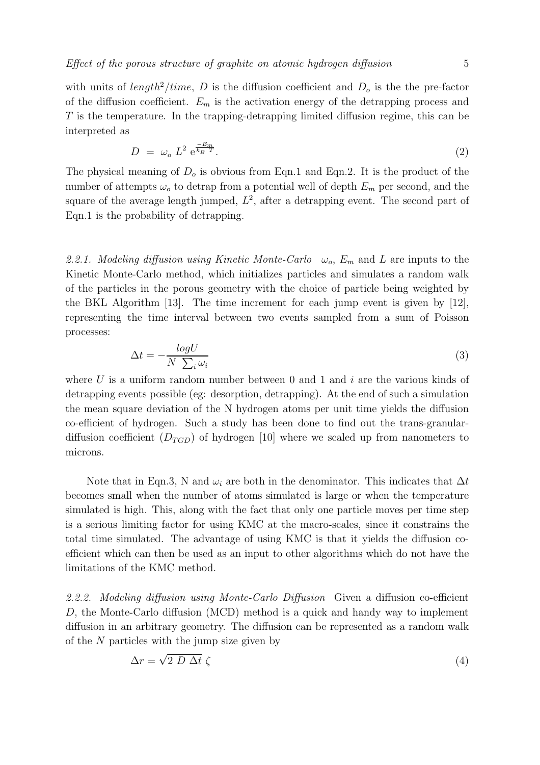with units of $length^2/time$, $D$ is the diffusion coefficient and $D_o$ is the the pre-factor of the diffusion coefficient. $E_m$ is the activation energy of the detrapping process and $T$ is the temperature. In the trapping-detrapping limited diffusion regime, this can be interpreted as

$$D \ = \ \omega_o \ L^2 \ \mathrm{e}^{\frac{-E_m}{k_B \ T}}. \tag{2}$$

The physical meaning of $D_o$ is obvious from Eqn.1 and Eqn.2. It is the product of the number of attempts $\omega_o$ to detrap from a potential well of depth $E_m$ per second, and the square of the average length jumped, $L^2$, after a detrapping event. The second part of Eqn.1 is the probability of detrapping.

*2.2.1. Modeling diffusion using Kinetic Monte-Carlo* $\omega_o$, $E_m$ and $L$ are inputs to the Kinetic Monte-Carlo method, which initializes particles and simulates a random walk of the particles in the porous geometry with the choice of particle being weighted by the BKL Algorithm [13]. The time increment for each jump event is given by [12], representing the time interval between two events sampled from a sum of Poisson processes:

$$\Delta t = -\frac{logU}{N \ \sum_i \omega_i} \tag{3}$$

where $U$ is a uniform random number between 0 and 1 and $i$ are the various kinds of detrapping events possible (eg: desorption, detrapping). At the end of such a simulation the mean square deviation of the N hydrogen atoms per unit time yields the diffusion co-efficient of hydrogen. Such a study has been done to find out the trans-granular-diffusion coefficient ($D_{TGD}$) of hydrogen [10] where we scaled up from nanometers to microns.

Note that in Eqn.3, N and $\omega_i$ are both in the denominator. This indicates that $\Delta t$ becomes small when the number of atoms simulated is large or when the temperature simulated is high. This, along with the fact that only one particle moves per time step is a serious limiting factor for using KMC at the macro-scales, since it constrains the total time simulated. The advantage of using KMC is that it yields the diffusion co-efficient which can then be used as an input to other algorithms which do not have the limitations of the KMC method.

*2.2.2. Modeling diffusion using Monte-Carlo Diffusion* Given a diffusion co-efficient $D$, the Monte-Carlo diffusion (MCD) method is a quick and handy way to implement diffusion in an arbitrary geometry. The diffusion can be represented as a random walk of the $N$ particles with the jump size given by

$$\Delta r = \sqrt{2 \ D \ \Delta t} \ \zeta \tag{4}$$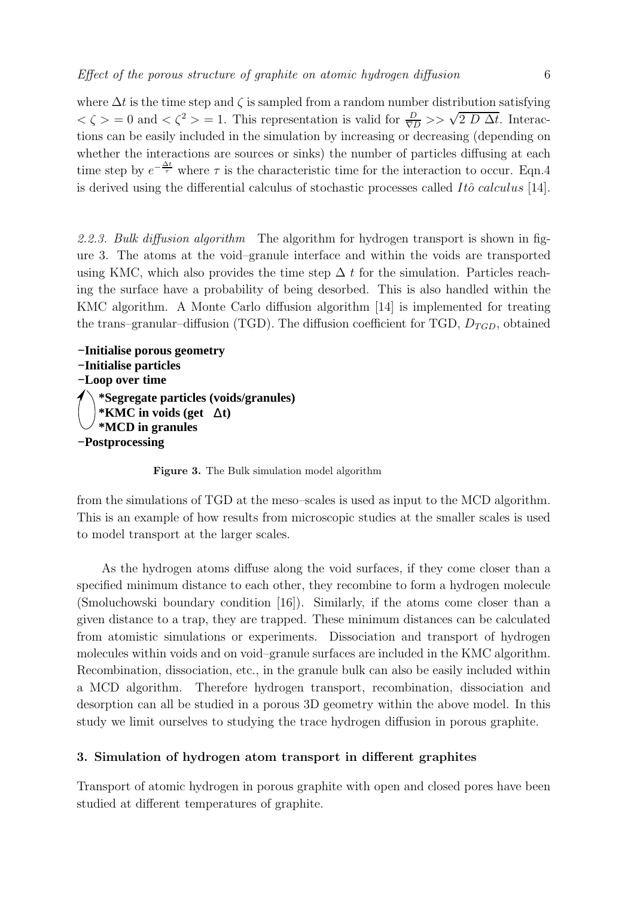where $\Delta t$ is the time step and $\zeta$ is sampled from a random number distribution satisfying $< \zeta > = 0$ and $< \zeta^2 > = 1$. This representation is valid for $\frac{D}{\nabla D} >> \sqrt{2\ D\ \Delta t}$. Interactions can be easily included in the simulation by increasing or decreasing (depending on whether the interactions are sources or sinks) the number of particles diffusing at each time step by $e^{-\frac{\Delta t}{\tau}}$ where $\tau$ is the characteristic time for the interaction to occur. Eqn.4 is derived using the differential calculus of stochastic processes called *Itô calculus* [14].

*2.2.3. Bulk diffusion algorithm* The algorithm for hydrogen transport is shown in figure 3. The atoms at the void–granule interface and within the voids are transported using KMC, which also provides the time step $\Delta\ t$ for the simulation. Particles reaching the surface have a probability of being desorbed. This is also handled within the KMC algorithm. A Monte Carlo diffusion algorithm [14] is implemented for treating the trans–granular–diffusion (TGD). The diffusion coefficient for TGD, $D_{TGD}$, obtained

**−Initialise porous geometry**
**−Initialise particles**
**−Loop over time**
  **\*Segregate particles (voids/granules)**
  **\*KMC in voids (get $\Delta$t)**
  **\*MCD in granules**
**−Postprocessing**

**Figure 3.** The Bulk simulation model algorithm

from the simulations of TGD at the meso–scales is used as input to the MCD algorithm. This is an example of how results from microscopic studies at the smaller scales is used to model transport at the larger scales.

As the hydrogen atoms diffuse along the void surfaces, if they come closer than a specified minimum distance to each other, they recombine to form a hydrogen molecule (Smoluchowski boundary condition [16]). Similarly, if the atoms come closer than a given distance to a trap, they are trapped. These minimum distances can be calculated from atomistic simulations or experiments. Dissociation and transport of hydrogen molecules within voids and on void–granule surfaces are included in the KMC algorithm. Recombination, dissociation, etc., in the granule bulk can also be easily included within a MCD algorithm. Therefore hydrogen transport, recombination, dissociation and desorption can all be studied in a porous 3D geometry within the above model. In this study we limit ourselves to studying the trace hydrogen diffusion in porous graphite.

## 3. Simulation of hydrogen atom transport in different graphites

Transport of atomic hydrogen in porous graphite with open and closed pores have been studied at different temperatures of graphite.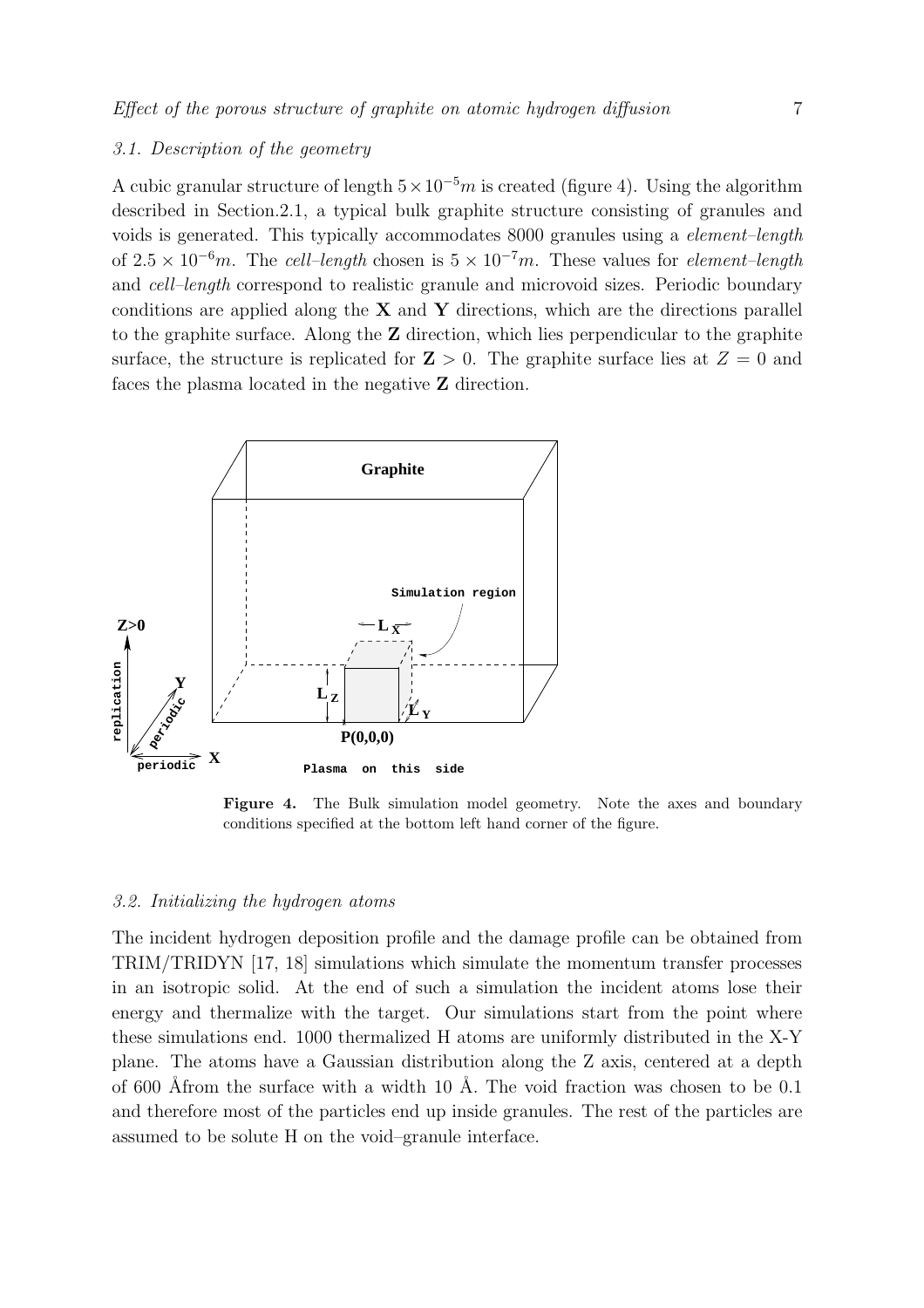### 3.1. Description of the geometry

A cubic granular structure of length $5 \times 10^{-5} m$ is created (figure 4). Using the algorithm described in Section.2.1, a typical bulk graphite structure consisting of granules and voids is generated. This typically accommodates 8000 granules using a *element–length* of $2.5 \times 10^{-6} m$. The *cell–length* chosen is $5 \times 10^{-7} m$. These values for *element–length* and *cell–length* correspond to realistic granule and microvoid sizes. Periodic boundary conditions are applied along the **X** and **Y** directions, which are the directions parallel to the graphite surface. Along the **Z** direction, which lies perpendicular to the graphite surface, the structure is replicated for $\mathbf{Z} > 0$. The graphite surface lies at $Z = 0$ and faces the plasma located in the negative **Z** direction.

**Figure 4.** The Bulk simulation model geometry. Note the axes and boundary conditions specified at the bottom left hand corner of the figure.

### 3.2. Initializing the hydrogen atoms

The incident hydrogen deposition profile and the damage profile can be obtained from TRIM/TRIDYN [17, 18] simulations which simulate the momentum transfer processes in an isotropic solid. At the end of such a simulation the incident atoms lose their energy and thermalize with the target. Our simulations start from the point where these simulations end. 1000 thermalized H atoms are uniformly distributed in the X-Y plane. The atoms have a Gaussian distribution along the Z axis, centered at a depth of 600 Åfrom the surface with a width 10 Å. The void fraction was chosen to be 0.1 and therefore most of the particles end up inside granules. The rest of the particles are assumed to be solute H on the void–granule interface.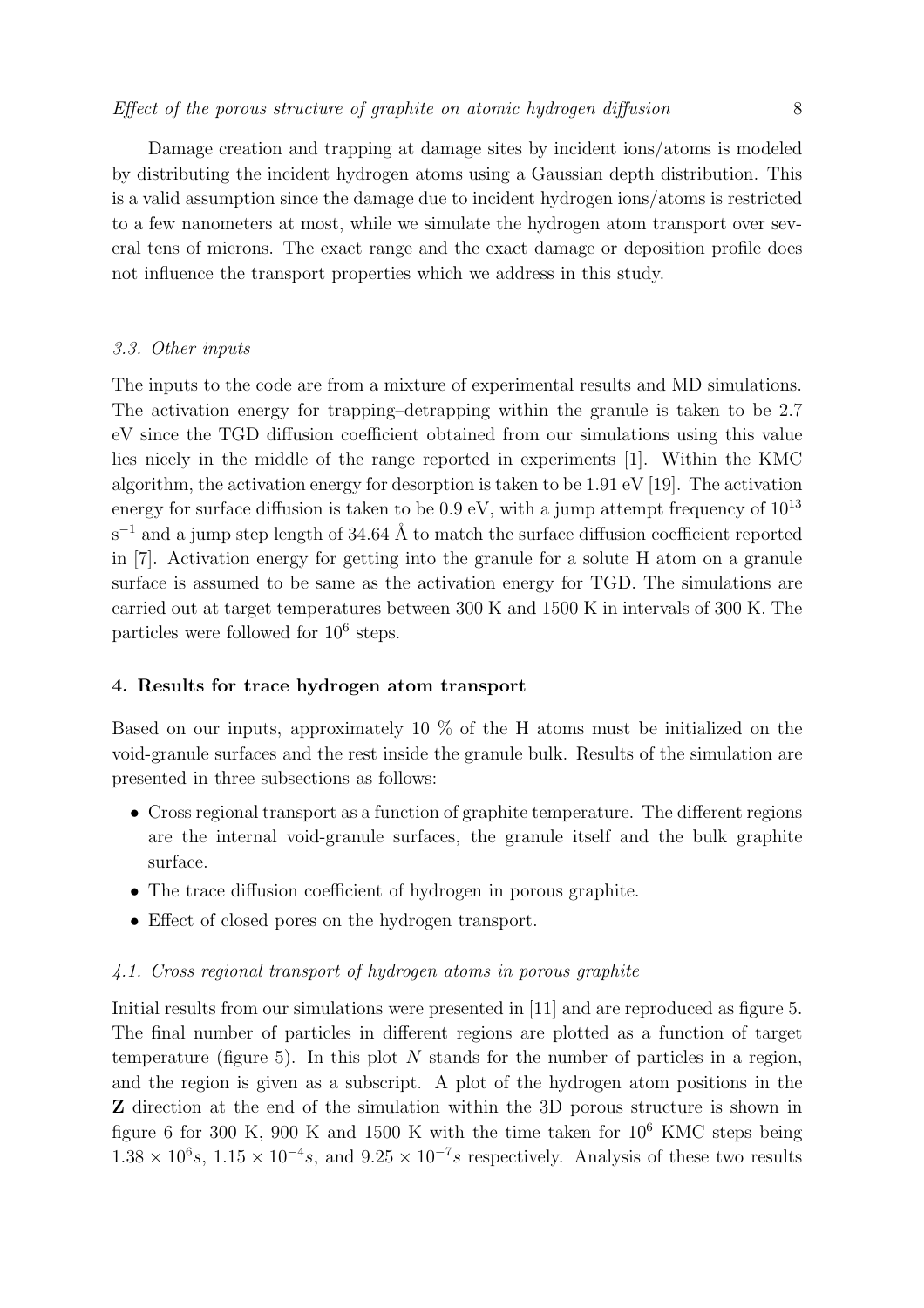Damage creation and trapping at damage sites by incident ions/atoms is modeled by distributing the incident hydrogen atoms using a Gaussian depth distribution. This is a valid assumption since the damage due to incident hydrogen ions/atoms is restricted to a few nanometers at most, while we simulate the hydrogen atom transport over several tens of microns. The exact range and the exact damage or deposition profile does not influence the transport properties which we address in this study.

### *3.3. Other inputs*

The inputs to the code are from a mixture of experimental results and MD simulations. The activation energy for trapping–detrapping within the granule is taken to be 2.7 eV since the TGD diffusion coefficient obtained from our simulations using this value lies nicely in the middle of the range reported in experiments [1]. Within the KMC algorithm, the activation energy for desorption is taken to be 1.91 eV [19]. The activation energy for surface diffusion is taken to be 0.9 eV, with a jump attempt frequency of $10^{13}$ $s^{-1}$ and a jump step length of 34.64 Å to match the surface diffusion coefficient reported in [7]. Activation energy for getting into the granule for a solute H atom on a granule surface is assumed to be same as the activation energy for TGD. The simulations are carried out at target temperatures between 300 K and 1500 K in intervals of 300 K. The particles were followed for $10^6$ steps.

## 4. Results for trace hydrogen atom transport

Based on our inputs, approximately 10 % of the H atoms must be initialized on the void-granule surfaces and the rest inside the granule bulk. Results of the simulation are presented in three subsections as follows:

- Cross regional transport as a function of graphite temperature. The different regions are the internal void-granule surfaces, the granule itself and the bulk graphite surface.
- The trace diffusion coefficient of hydrogen in porous graphite.
- Effect of closed pores on the hydrogen transport.

### *4.1. Cross regional transport of hydrogen atoms in porous graphite*

Initial results from our simulations were presented in [11] and are reproduced as figure 5. The final number of particles in different regions are plotted as a function of target temperature (figure 5). In this plot $N$ stands for the number of particles in a region, and the region is given as a subscript. A plot of the hydrogen atom positions in the **Z** direction at the end of the simulation within the 3D porous structure is shown in figure 6 for 300 K, 900 K and 1500 K with the time taken for $10^6$ KMC steps being $1.38 \times 10^6 s$, $1.15 \times 10^{-4} s$, and $9.25 \times 10^{-7} s$ respectively. Analysis of these two results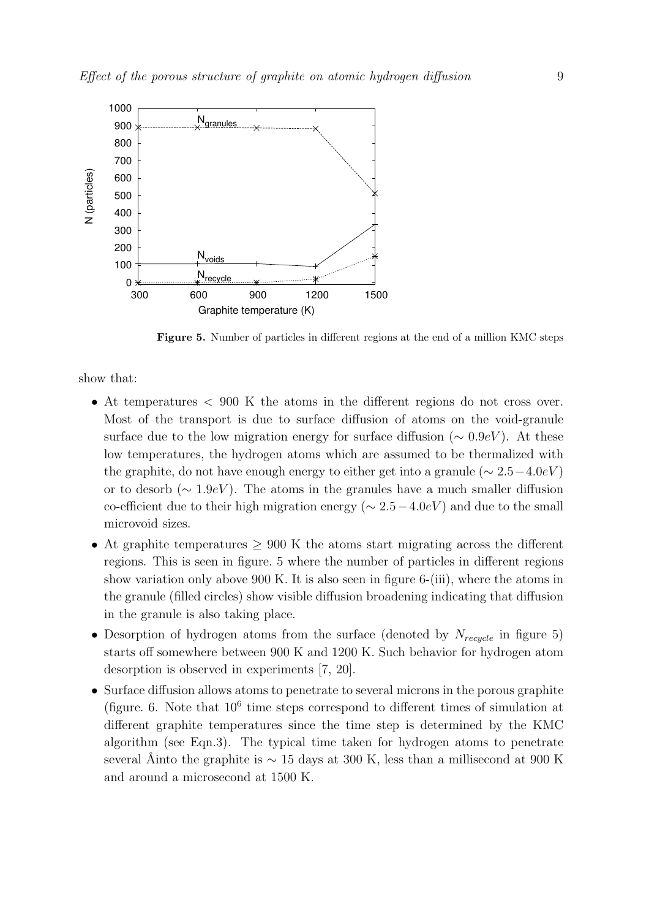**Figure 5.** Number of particles in different regions at the end of a million KMC steps

show that:

- At temperatures $< 900$ K the atoms in the different regions do not cross over. Most of the transport is due to surface diffusion of atoms on the void-granule surface due to the low migration energy for surface diffusion ($\sim 0.9eV$). At these low temperatures, the hydrogen atoms which are assumed to be thermalized with the graphite, do not have enough energy to either get into a granule ($\sim 2.5-4.0eV$) or to desorb ($\sim 1.9eV$). The atoms in the granules have a much smaller diffusion co-efficient due to their high migration energy ($\sim 2.5-4.0eV$) and due to the small microvoid sizes.
- At graphite temperatures $\geq 900$ K the atoms start migrating across the different regions. This is seen in figure. 5 where the number of particles in different regions show variation only above 900 K. It is also seen in figure 6-(iii), where the atoms in the granule (filled circles) show visible diffusion broadening indicating that diffusion in the granule is also taking place.
- Desorption of hydrogen atoms from the surface (denoted by $N_{recycle}$ in figure 5) starts off somewhere between 900 K and 1200 K. Such behavior for hydrogen atom desorption is observed in experiments [7, 20].
- Surface diffusion allows atoms to penetrate to several microns in the porous graphite (figure. 6. Note that $10^6$ time steps correspond to different times of simulation at different graphite temperatures since the time step is determined by the KMC algorithm (see Eqn.3). The typical time taken for hydrogen atoms to penetrate several Åinto the graphite is $\sim 15$ days at 300 K, less than a millisecond at 900 K and around a microsecond at 1500 K.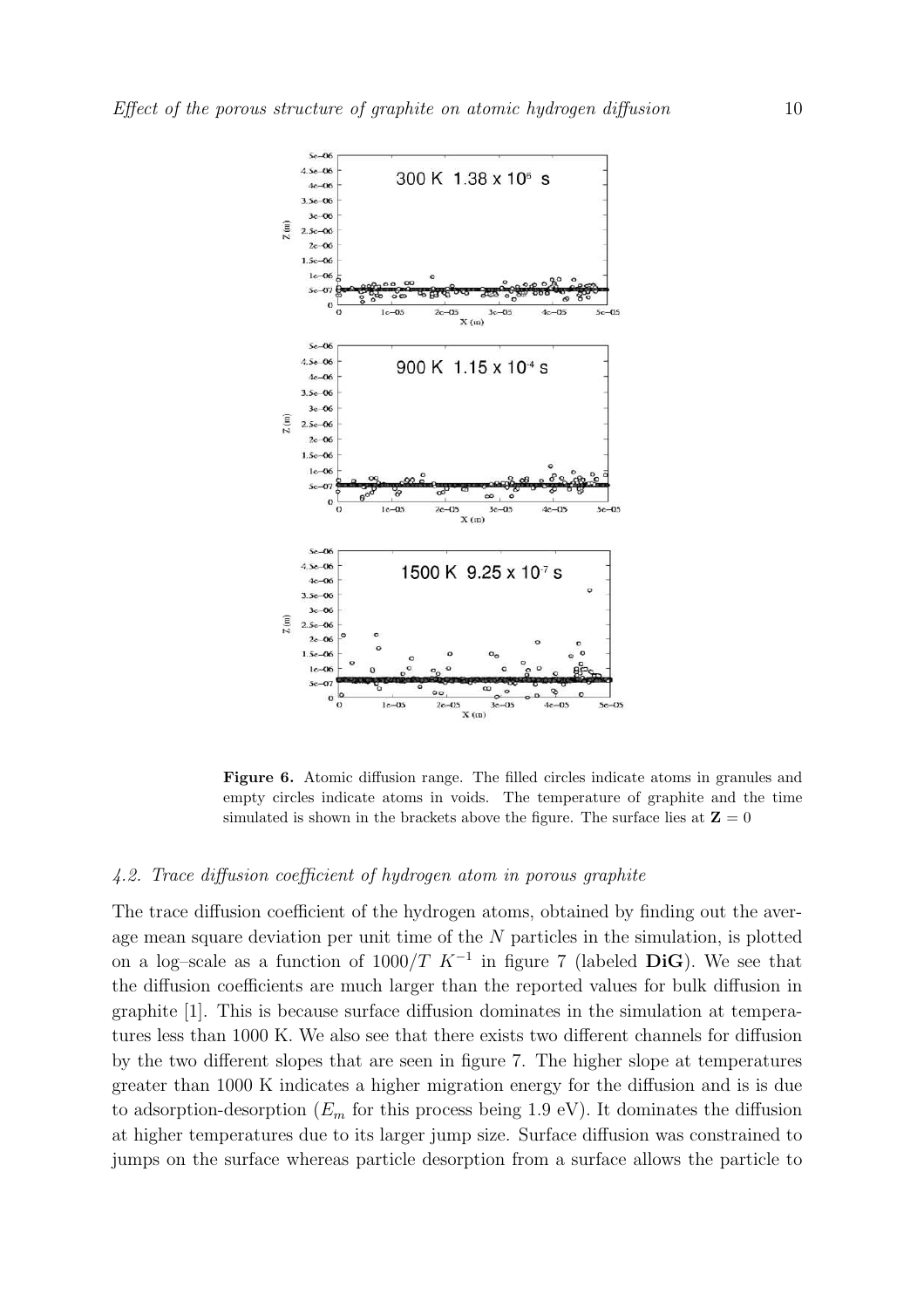**Figure 6.** Atomic diffusion range. The filled circles indicate atoms in granules and empty circles indicate atoms in voids. The temperature of graphite and the time simulated is shown in the brackets above the figure. The surface lies at $\mathbf{Z} = 0$

### *4.2. Trace diffusion coefficient of hydrogen atom in porous graphite*

The trace diffusion coefficient of the hydrogen atoms, obtained by finding out the average mean square deviation per unit time of the $N$ particles in the simulation, is plotted on a log–scale as a function of $1000/T$ $K^{-1}$ in figure 7 (labeled **DiG**). We see that the diffusion coefficients are much larger than the reported values for bulk diffusion in graphite [1]. This is because surface diffusion dominates in the simulation at temperatures less than 1000 K. We also see that there exists two different channels for diffusion by the two different slopes that are seen in figure 7. The higher slope at temperatures greater than 1000 K indicates a higher migration energy for the diffusion and is is due to adsorption-desorption ($E_m$ for this process being 1.9 eV). It dominates the diffusion at higher temperatures due to its larger jump size. Surface diffusion was constrained to jumps on the surface whereas particle desorption from a surface allows the particle to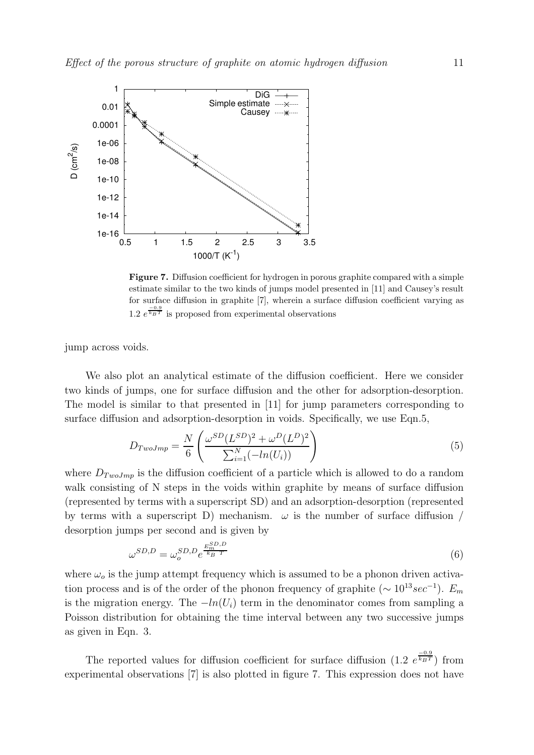**Figure 7.** Diffusion coefficient for hydrogen in porous graphite compared with a simple estimate similar to the two kinds of jumps model presented in [11] and Causey's result for surface diffusion in graphite [7], wherein a surface diffusion coefficient varying as $1.2\ e^{\frac{-0.9}{k_B T}}$ is proposed from experimental observations

jump across voids.

We also plot an analytical estimate of the diffusion coefficient. Here we consider two kinds of jumps, one for surface diffusion and the other for adsorption-desorption. The model is similar to that presented in [11] for jump parameters corresponding to surface diffusion and adsorption-desorption in voids. Specifically, we use Eqn.5,

$$D_{TwoJmp} = \frac{N}{6}\left(\frac{\omega^{SD}(L^{SD})^2 + \omega^{D}(L^{D})^2}{\sum_{i=1}^{N}(-ln(U_i))}\right) \tag{5}$$

where $D_{TwoJmp}$ is the diffusion coefficient of a particle which is allowed to do a random walk consisting of N steps in the voids within graphite by means of surface diffusion (represented by terms with a superscript SD) and an adsorption-desorption (represented by terms with a superscript D) mechanism. $\omega$ is the number of surface diffusion / desorption jumps per second and is given by

$$\omega^{SD,D} = \omega_o^{SD,D} e^{\frac{E_m^{SD,D}}{k_B\ T}} \tag{6}$$

where $\omega_o$ is the jump attempt frequency which is assumed to be a phonon driven activation process and is of the order of the phonon frequency of graphite ($\sim 10^{13} sec^{-1}$). $E_m$ is the migration energy. The $-ln(U_i)$ term in the denominator comes from sampling a Poisson distribution for obtaining the time interval between any two successive jumps as given in Eqn. 3.

The reported values for diffusion coefficient for surface diffusion ($1.2\ e^{\frac{-0.9}{k_B T}}$) from experimental observations [7] is also plotted in figure 7. This expression does not have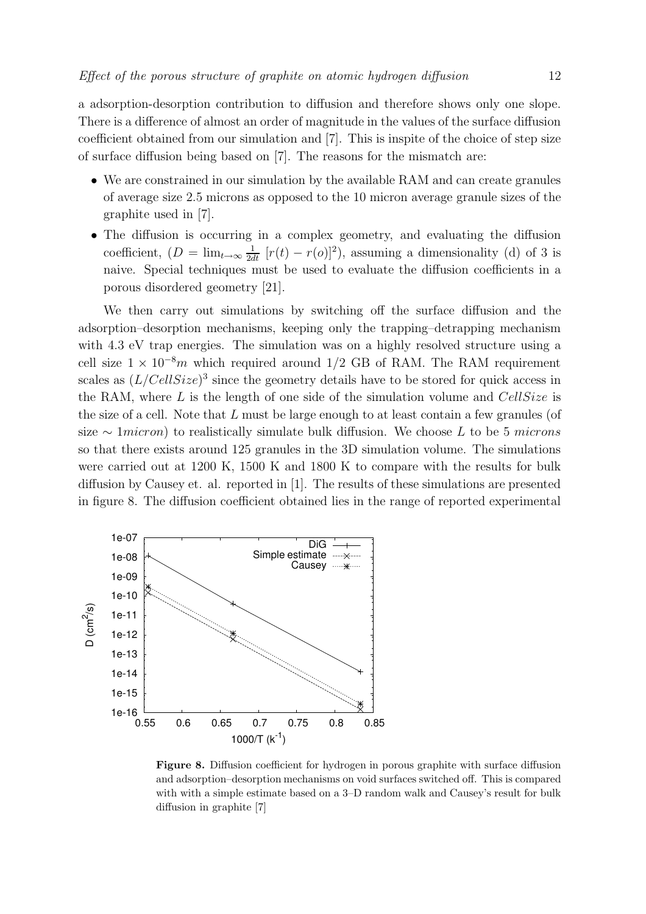a adsorption-desorption contribution to diffusion and therefore shows only one slope. There is a difference of almost an order of magnitude in the values of the surface diffusion coefficient obtained from our simulation and [7]. This is inspite of the choice of step size of surface diffusion being based on [7]. The reasons for the mismatch are:

- We are constrained in our simulation by the available RAM and can create granules of average size 2.5 microns as opposed to the 10 micron average granule sizes of the graphite used in [7].
- The diffusion is occurring in a complex geometry, and evaluating the diffusion coefficient, ($D = \lim_{t\to\infty} \frac{1}{2dt}\,[r(t) - r(o)]^2$), assuming a dimensionality (d) of 3 is naive. Special techniques must be used to evaluate the diffusion coefficients in a porous disordered geometry [21].

We then carry out simulations by switching off the surface diffusion and the adsorption–desorption mechanisms, keeping only the trapping–detrapping mechanism with 4.3 eV trap energies. The simulation was on a highly resolved structure using a cell size $1 \times 10^{-8} m$ which required around 1/2 GB of RAM. The RAM requirement scales as $(L/CellSize)^3$ since the geometry details have to be stored for quick access in the RAM, where $L$ is the length of one side of the simulation volume and $CellSize$ is the size of a cell. Note that $L$ must be large enough to at least contain a few granules (of size $\sim 1 micron$) to realistically simulate bulk diffusion. We choose $L$ to be 5 *microns* so that there exists around 125 granules in the 3D simulation volume. The simulations were carried out at 1200 K, 1500 K and 1800 K to compare with the results for bulk diffusion by Causey et. al. reported in [1]. The results of these simulations are presented in figure 8. The diffusion coefficient obtained lies in the range of reported experimental

**Figure 8.** Diffusion coefficient for hydrogen in porous graphite with surface diffusion and adsorption–desorption mechanisms on void surfaces switched off. This is compared with with a simple estimate based on a 3–D random walk and Causey's result for bulk diffusion in graphite [7]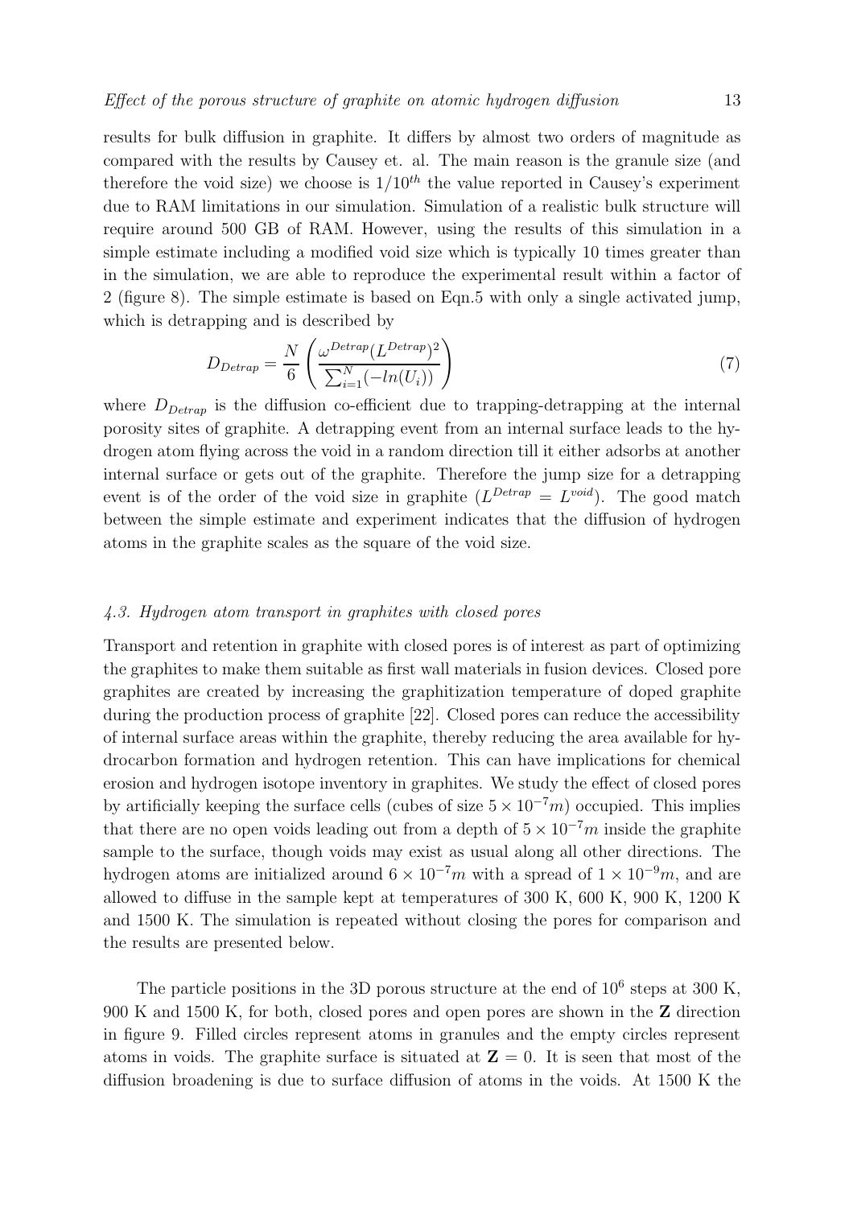results for bulk diffusion in graphite. It differs by almost two orders of magnitude as compared with the results by Causey et. al. The main reason is the granule size (and therefore the void size) we choose is $1/10^{th}$ the value reported in Causey's experiment due to RAM limitations in our simulation. Simulation of a realistic bulk structure will require around 500 GB of RAM. However, using the results of this simulation in a simple estimate including a modified void size which is typically 10 times greater than in the simulation, we are able to reproduce the experimental result within a factor of 2 (figure 8). The simple estimate is based on Eqn.5 with only a single activated jump, which is detrapping and is described by

$$D_{Detrap} = \frac{N}{6} \left( \frac{\omega^{Detrap} (L^{Detrap})^2}{\sum_{i=1}^{N} (-ln(U_i))} \right) \tag{7}$$

where $D_{Detrap}$ is the diffusion co-efficient due to trapping-detrapping at the internal porosity sites of graphite. A detrapping event from an internal surface leads to the hydrogen atom flying across the void in a random direction till it either adsorbs at another internal surface or gets out of the graphite. Therefore the jump size for a detrapping event is of the order of the void size in graphite ($L^{Detrap} = L^{void}$). The good match between the simple estimate and experiment indicates that the diffusion of hydrogen atoms in the graphite scales as the square of the void size.

### *4.3. Hydrogen atom transport in graphites with closed pores*

Transport and retention in graphite with closed pores is of interest as part of optimizing the graphites to make them suitable as first wall materials in fusion devices. Closed pore graphites are created by increasing the graphitization temperature of doped graphite during the production process of graphite [22]. Closed pores can reduce the accessibility of internal surface areas within the graphite, thereby reducing the area available for hydrocarbon formation and hydrogen retention. This can have implications for chemical erosion and hydrogen isotope inventory in graphites. We study the effect of closed pores by artificially keeping the surface cells (cubes of size $5 \times 10^{-7}m$) occupied. This implies that there are no open voids leading out from a depth of $5 \times 10^{-7}m$ inside the graphite sample to the surface, though voids may exist as usual along all other directions. The hydrogen atoms are initialized around $6 \times 10^{-7}m$ with a spread of $1 \times 10^{-9}m$, and are allowed to diffuse in the sample kept at temperatures of 300 K, 600 K, 900 K, 1200 K and 1500 K. The simulation is repeated without closing the pores for comparison and the results are presented below.

The particle positions in the 3D porous structure at the end of $10^6$ steps at 300 K, 900 K and 1500 K, for both, closed pores and open pores are shown in the **Z** direction in figure 9. Filled circles represent atoms in granules and the empty circles represent atoms in voids. The graphite surface is situated at $\mathbf{Z} = 0$. It is seen that most of the diffusion broadening is due to surface diffusion of atoms in the voids. At 1500 K the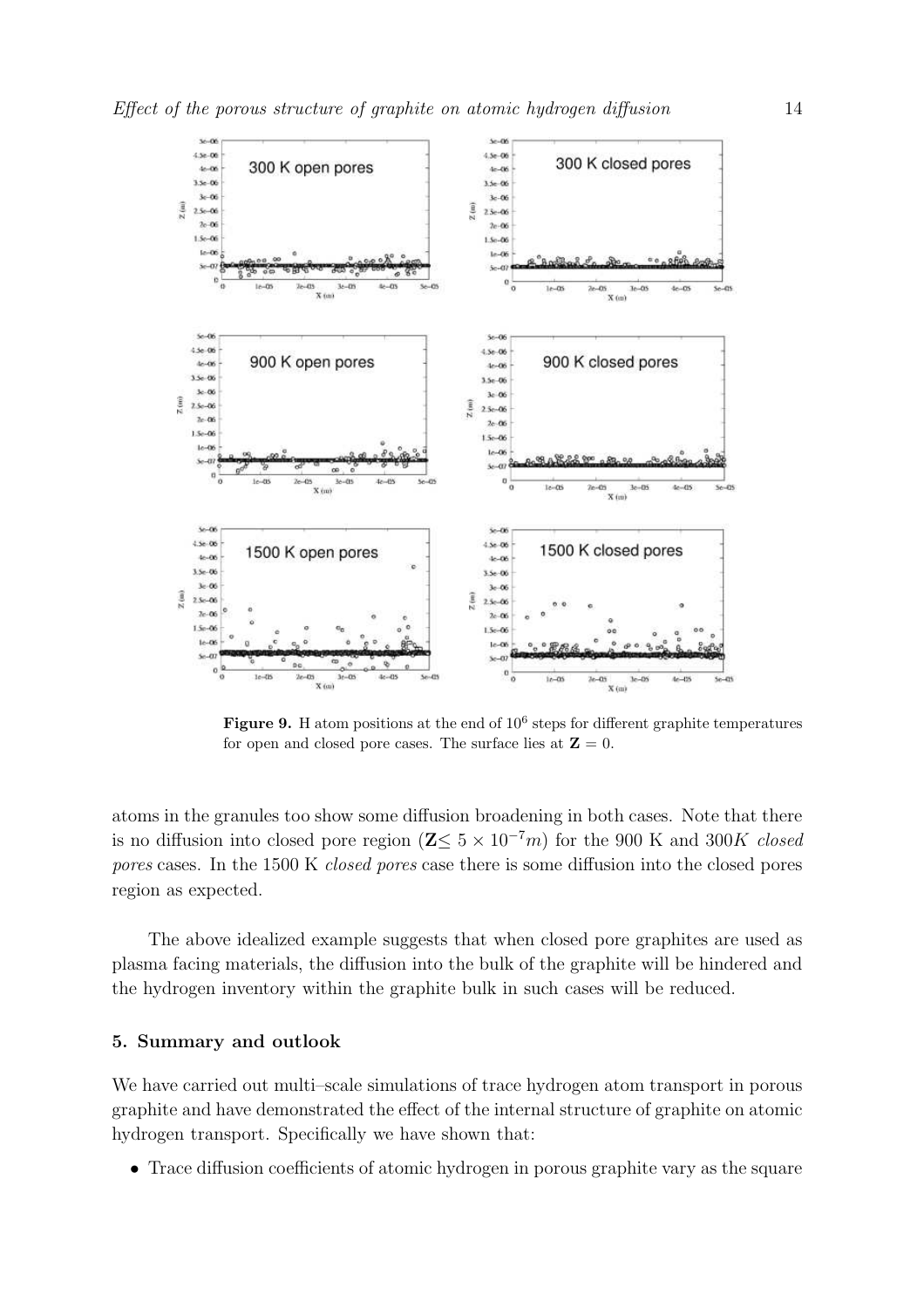**Figure 9.** H atom positions at the end of $10^6$ steps for different graphite temperatures for open and closed pore cases. The surface lies at $\mathbf{Z} = 0$.

atoms in the granules too show some diffusion broadening in both cases. Note that there is no diffusion into closed pore region ($\mathbf{Z} \leq 5 \times 10^{-7} m$) for the 900 K and $300K$ *closed pores* cases. In the 1500 K *closed pores* case there is some diffusion into the closed pores region as expected.

The above idealized example suggests that when closed pore graphites are used as plasma facing materials, the diffusion into the bulk of the graphite will be hindered and the hydrogen inventory within the graphite bulk in such cases will be reduced.

## 5. Summary and outlook

We have carried out multi–scale simulations of trace hydrogen atom transport in porous graphite and have demonstrated the effect of the internal structure of graphite on atomic hydrogen transport. Specifically we have shown that:

- Trace diffusion coefficients of atomic hydrogen in porous graphite vary as the square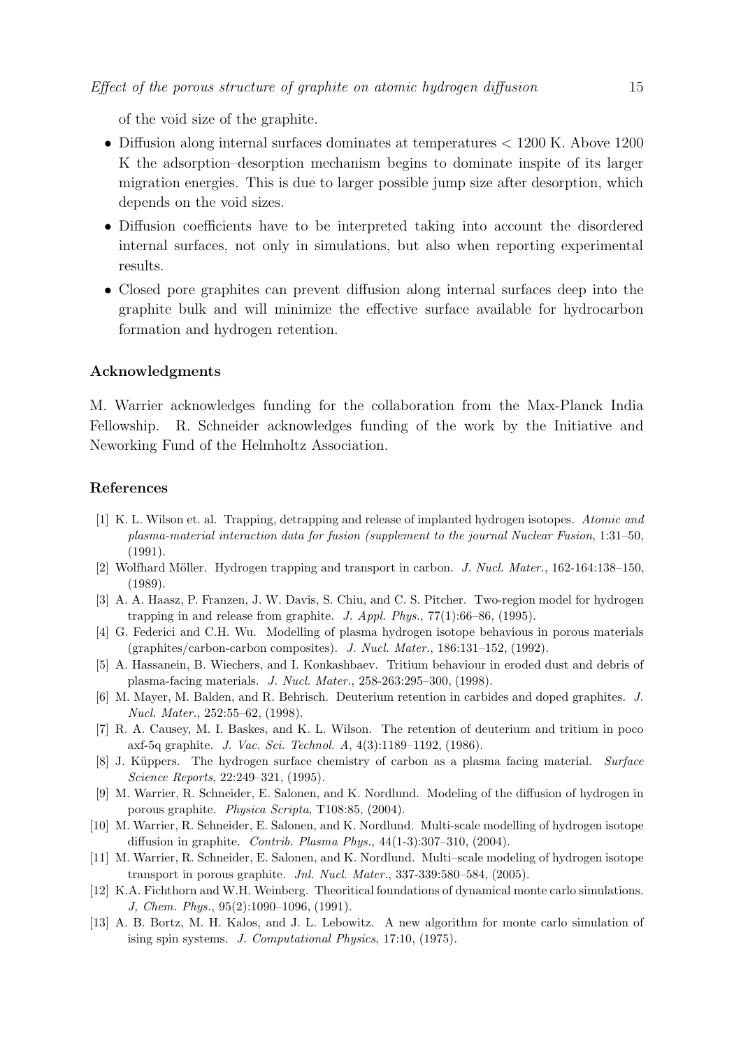of the void size of the graphite.

- Diffusion along internal surfaces dominates at temperatures < 1200 K. Above 1200 K the adsorption–desorption mechanism begins to dominate inspite of its larger migration energies. This is due to larger possible jump size after desorption, which depends on the void sizes.
- Diffusion coefficients have to be interpreted taking into account the disordered internal surfaces, not only in simulations, but also when reporting experimental results.
- Closed pore graphites can prevent diffusion along internal surfaces deep into the graphite bulk and will minimize the effective surface available for hydrocarbon formation and hydrogen retention.

## Acknowledgments

M. Warrier acknowledges funding for the collaboration from the Max-Planck India Fellowship. R. Schneider acknowledges funding of the work by the Initiative and Neworking Fund of the Helmholtz Association.

## References

[1] K. L. Wilson et. al. Trapping, detrapping and release of implanted hydrogen isotopes. *Atomic and plasma-material interaction data for fusion (supplement to the journal Nuclear Fusion*, 1:31–50, (1991).

[2] Wolfhard Möller. Hydrogen trapping and transport in carbon. *J. Nucl. Mater.*, 162-164:138–150, (1989).

[3] A. A. Haasz, P. Franzen, J. W. Davis, S. Chiu, and C. S. Pitcher. Two-region model for hydrogen trapping in and release from graphite. *J. Appl. Phys.*, 77(1):66–86, (1995).

[4] G. Federici and C.H. Wu. Modelling of plasma hydrogen isotope behavious in porous materials (graphites/carbon-carbon composites). *J. Nucl. Mater.*, 186:131–152, (1992).

[5] A. Hassanein, B. Wiechers, and I. Konkashbaev. Tritium behaviour in eroded dust and debris of plasma-facing materials. *J. Nucl. Mater.*, 258-263:295–300, (1998).

[6] M. Mayer, M. Balden, and R. Behrisch. Deuterium retention in carbides and doped graphites. *J. Nucl. Mater.*, 252:55–62, (1998).

[7] R. A. Causey, M. I. Baskes, and K. L. Wilson. The retention of deuterium and tritium in poco axf-5q graphite. *J. Vac. Sci. Technol. A*, 4(3):1189–1192, (1986).

[8] J. Küppers. The hydrogen surface chemistry of carbon as a plasma facing material. *Surface Science Reports*, 22:249–321, (1995).

[9] M. Warrier, R. Schneider, E. Salonen, and K. Nordlund. Modeling of the diffusion of hydrogen in porous graphite. *Physica Scripta*, T108:85, (2004).

[10] M. Warrier, R. Schneider, E. Salonen, and K. Nordlund. Multi-scale modelling of hydrogen isotope diffusion in graphite. *Contrib. Plasma Phys.*, 44(1-3):307–310, (2004).

[11] M. Warrier, R. Schneider, E. Salonen, and K. Nordlund. Multi–scale modeling of hydrogen isotope transport in porous graphite. *Jnl. Nucl. Mater.*, 337-339:580–584, (2005).

[12] K.A. Fichthorn and W.H. Weinberg. Theoritical foundations of dynamical monte carlo simulations. *J, Chem. Phys.*, 95(2):1090–1096, (1991).

[13] A. B. Bortz, M. H. Kalos, and J. L. Lebowitz. A new algorithm for monte carlo simulation of ising spin systems. *J. Computational Physics*, 17:10, (1975).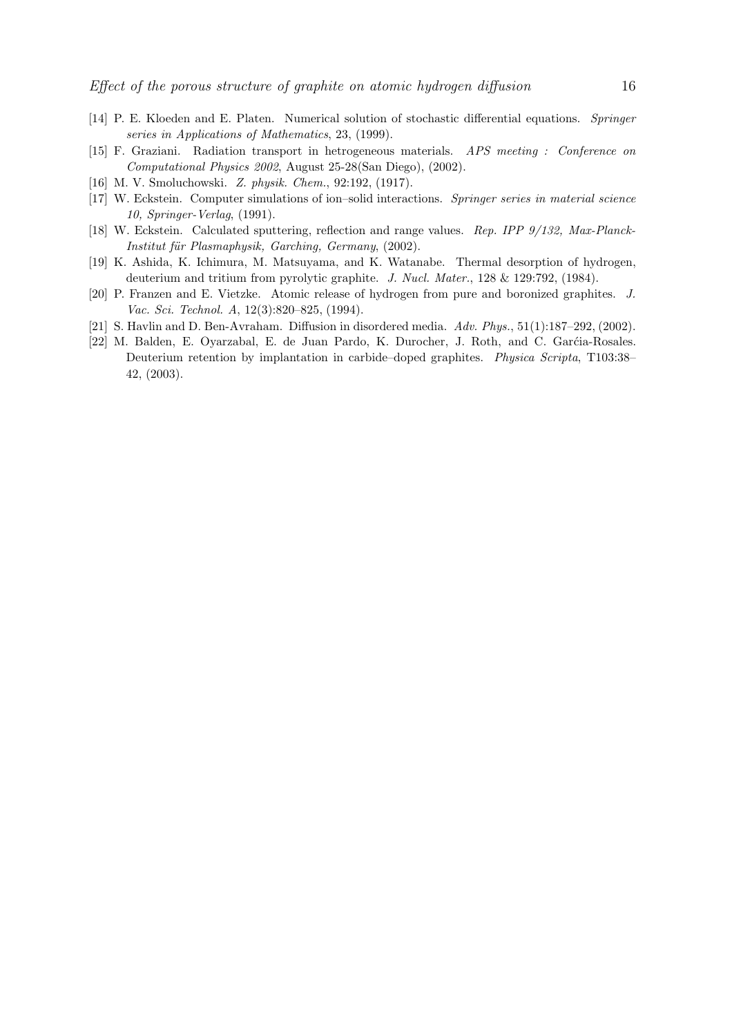[14] P. E. Kloeden and E. Platen. Numerical solution of stochastic differential equations. *Springer series in Applications of Mathematics*, 23, (1999).

[15] F. Graziani. Radiation transport in hetrogeneous materials. *APS meeting : Conference on Computational Physics 2002*, August 25-28(San Diego), (2002).

[16] M. V. Smoluchowski. *Z. physik. Chem.*, 92:192, (1917).

[17] W. Eckstein. Computer simulations of ion–solid interactions. *Springer series in material science 10, Springer-Verlag*, (1991).

[18] W. Eckstein. Calculated sputtering, reflection and range values. *Rep. IPP 9/132, Max-Planck-Institut für Plasmaphysik, Garching, Germany*, (2002).

[19] K. Ashida, K. Ichimura, M. Matsuyama, and K. Watanabe. Thermal desorption of hydrogen, deuterium and tritium from pyrolytic graphite. *J. Nucl. Mater.*, 128 & 129:792, (1984).

[20] P. Franzen and E. Vietzke. Atomic release of hydrogen from pure and boronized graphites. *J. Vac. Sci. Technol. A*, 12(3):820–825, (1994).

[21] S. Havlin and D. Ben-Avraham. Diffusion in disordered media. *Adv. Phys.*, 51(1):187–292, (2002).

[22] M. Balden, E. Oyarzabal, E. de Juan Pardo, K. Durocher, J. Roth, and C. Garćia-Rosales. Deuterium retention by implantation in carbide–doped graphites. *Physica Scripta*, T103:38–42, (2003).